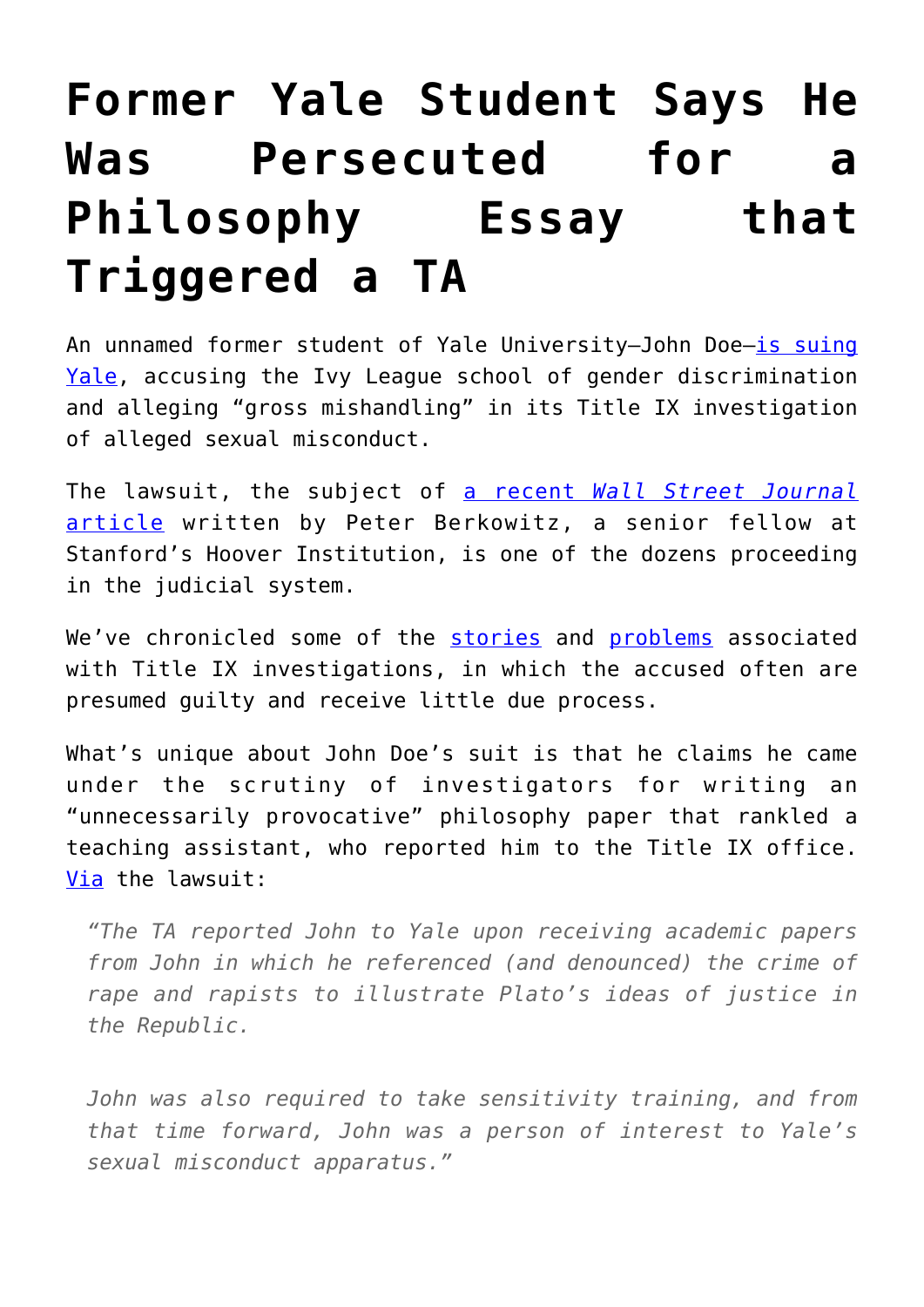# Former Yale Student Says He Was Persecuted for a Philosophy Essay that Triggered a TA

An unnamed former student of Yale University—John Doe—is suing Yale, accusing the Ivy League school of gender discrimination and alleging "gross mishandling" in its Title IX investigation of alleged sexual misconduct.

The lawsuit, the subject of a recent *Wall Street Journal* article written by Peter Berkowitz, a senior fellow at Stanford's Hoover Institution, is one of the dozens proceeding in the judicial system.

We've chronicled some of the stories and problems associated with Title IX investigations, in which the accused often are presumed guilty and receive little due process.

What's unique about John Doe's suit is that he claims he came under the scrutiny of investigators for writing an "unnecessarily provocative" philosophy paper that rankled a teaching assistant, who reported him to the Title IX office. Via the lawsuit:

> *"The TA reported John to Yale upon receiving academic papers from John in which he referenced (and denounced) the crime of rape and rapists to illustrate Plato's ideas of justice in the Republic.*
>
> *John was also required to take sensitivity training, and from that time forward, John was a person of interest to Yale's sexual misconduct apparatus."*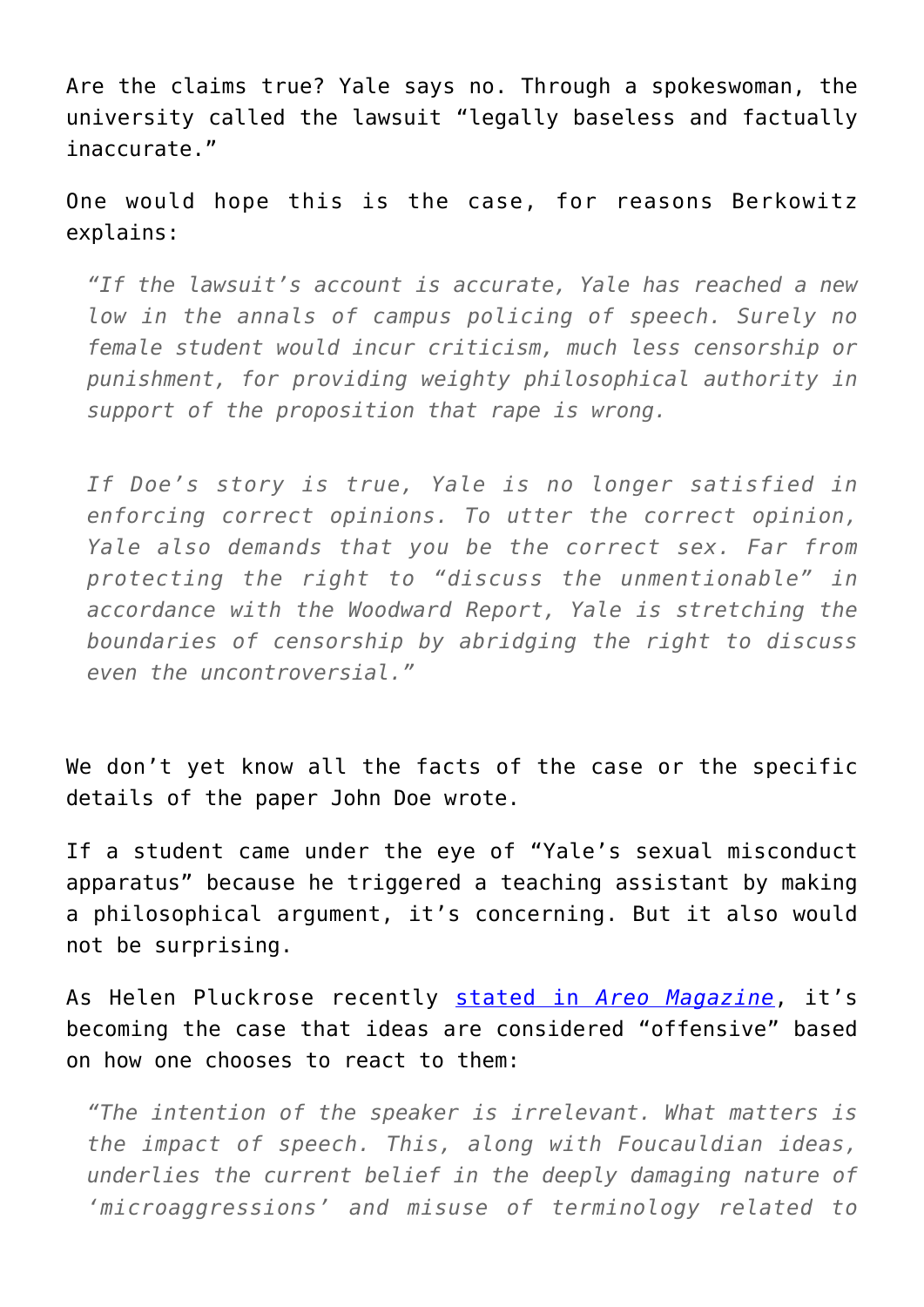Are the claims true? Yale says no. Through a spokeswoman, the university called the lawsuit "legally baseless and factually inaccurate."

One would hope this is the case, for reasons Berkowitz explains:

> *"If the lawsuit's account is accurate, Yale has reached a new low in the annals of campus policing of speech. Surely no female student would incur criticism, much less censorship or punishment, for providing weighty philosophical authority in support of the proposition that rape is wrong.*
>
> *If Doe's story is true, Yale is no longer satisfied in enforcing correct opinions. To utter the correct opinion, Yale also demands that you be the correct sex. Far from protecting the right to "discuss the unmentionable" in accordance with the Woodward Report, Yale is stretching the boundaries of censorship by abridging the right to discuss even the uncontroversial."*

We don't yet know all the facts of the case or the specific details of the paper John Doe wrote.

If a student came under the eye of "Yale's sexual misconduct apparatus" because he triggered a teaching assistant by making a philosophical argument, it's concerning. But it also would not be surprising.

As Helen Pluckrose recently [stated in *Areo Magazine*](), it's becoming the case that ideas are considered "offensive" based on how one chooses to react to them:

> *"The intention of the speaker is irrelevant. What matters is the impact of speech. This, along with Foucauldian ideas, underlies the current belief in the deeply damaging nature of 'microaggressions' and misuse of terminology related to*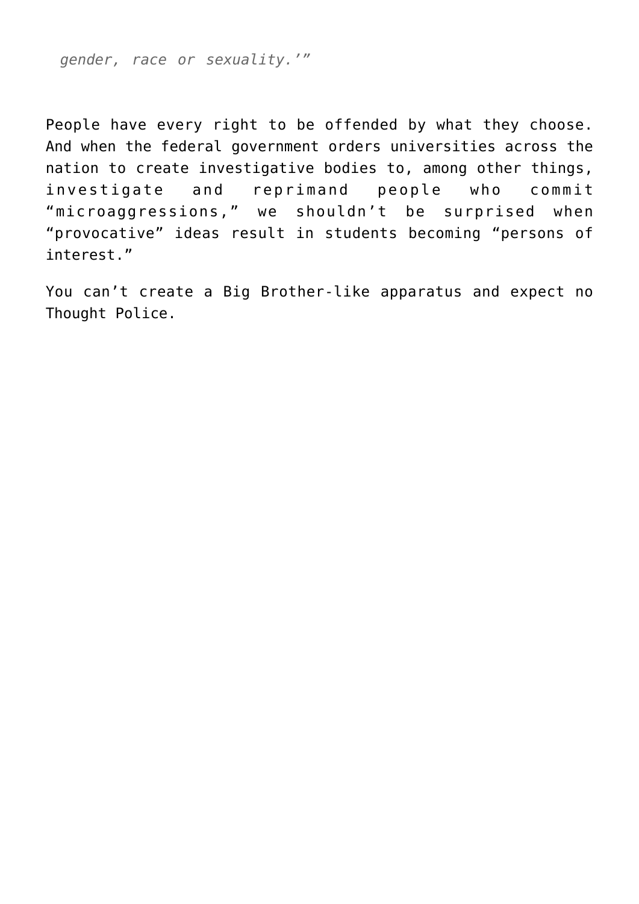*gender, race or sexuality.'"*

People have every right to be offended by what they choose. And when the federal government orders universities across the nation to create investigative bodies to, among other things, investigate and reprimand people who commit "microaggressions," we shouldn't be surprised when "provocative" ideas result in students becoming "persons of interest."

You can't create a Big Brother-like apparatus and expect no Thought Police.